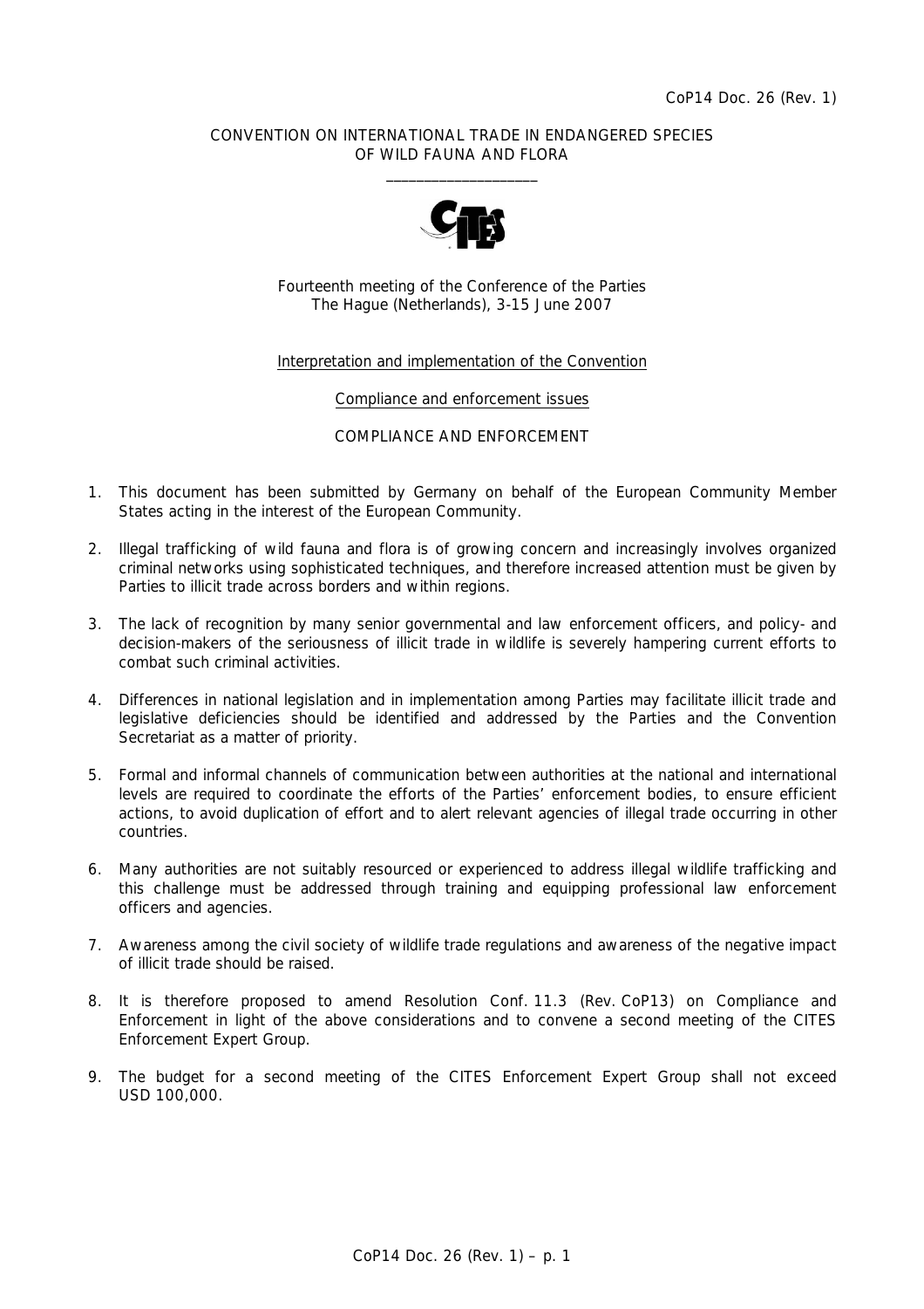CoP14 Doc. 26 (Rev. 1)

CONVENTION ON INTERNATIONAL TRADE IN ENDANGERED SPECIES OF WILD FAUNA AND FLORA

\_\_\_\_\_\_\_\_\_\_\_\_\_\_\_\_\_\_\_\_

Fourteenth meeting of the Conference of the Parties
The Hague (Netherlands), 3-15 June 2007

Interpretation and implementation of the Convention

Compliance and enforcement issues

COMPLIANCE AND ENFORCEMENT

1. This document has been submitted by Germany on behalf of the European Community Member States acting in the interest of the European Community.

2. Illegal trafficking of wild fauna and flora is of growing concern and increasingly involves organized criminal networks using sophisticated techniques, and therefore increased attention must be given by Parties to illicit trade across borders and within regions.

3. The lack of recognition by many senior governmental and law enforcement officers, and policy- and decision-makers of the seriousness of illicit trade in wildlife is severely hampering current efforts to combat such criminal activities.

4. Differences in national legislation and in implementation among Parties may facilitate illicit trade and legislative deficiencies should be identified and addressed by the Parties and the Convention Secretariat as a matter of priority.

5. Formal and informal channels of communication between authorities at the national and international levels are required to coordinate the efforts of the Parties' enforcement bodies, to ensure efficient actions, to avoid duplication of effort and to alert relevant agencies of illegal trade occurring in other countries.

6. Many authorities are not suitably resourced or experienced to address illegal wildlife trafficking and this challenge must be addressed through training and equipping professional law enforcement officers and agencies.

7. Awareness among the civil society of wildlife trade regulations and awareness of the negative impact of illicit trade should be raised.

8. It is therefore proposed to amend Resolution Conf. 11.3 (Rev. CoP13) on Compliance and Enforcement in light of the above considerations and to convene a second meeting of the CITES Enforcement Expert Group.

9. The budget for a second meeting of the CITES Enforcement Expert Group shall not exceed USD 100,000.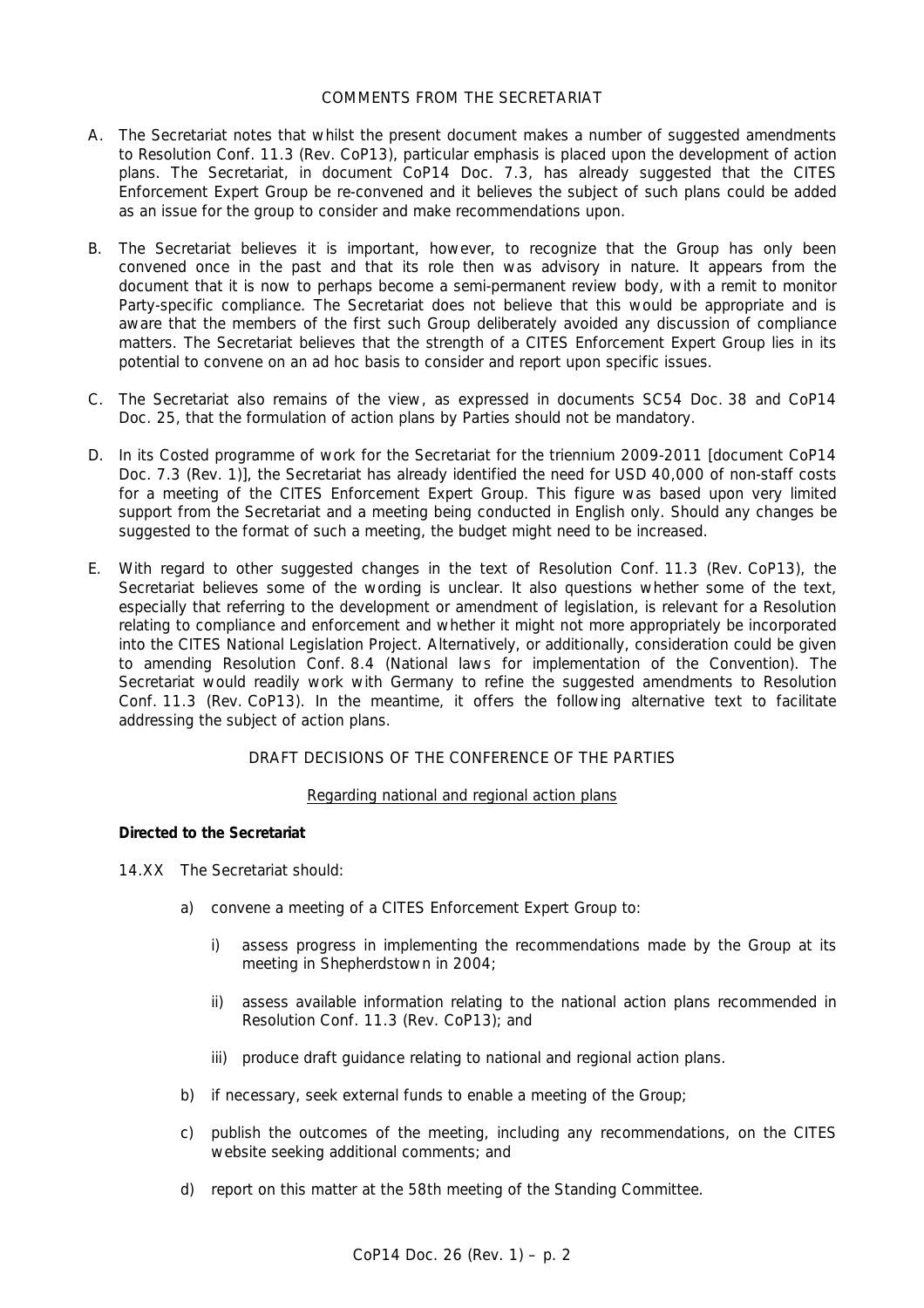## COMMENTS FROM THE SECRETARIAT

A. The Secretariat notes that whilst the present document makes a number of suggested amendments to Resolution Conf. 11.3 (Rev. CoP13), particular emphasis is placed upon the development of action plans. The Secretariat, in document CoP14 Doc. 7.3, has already suggested that the CITES Enforcement Expert Group be re-convened and it believes the subject of such plans could be added as an issue for the group to consider and make recommendations upon.

B. The Secretariat believes it is important, however, to recognize that the Group has only been convened once in the past and that its role then was advisory in nature. It appears from the document that it is now to perhaps become a semi-permanent review body, with a remit to monitor Party-specific compliance. The Secretariat does not believe that this would be appropriate and is aware that the members of the first such Group deliberately avoided any discussion of compliance matters. The Secretariat believes that the strength of a CITES Enforcement Expert Group lies in its potential to convene on an ad hoc basis to consider and report upon specific issues.

C. The Secretariat also remains of the view, as expressed in documents SC54 Doc. 38 and CoP14 Doc. 25, that the formulation of action plans by Parties should not be mandatory.

D. In its Costed programme of work for the Secretariat for the triennium 2009-2011 [document CoP14 Doc. 7.3 (Rev. 1)], the Secretariat has already identified the need for USD 40,000 of non-staff costs for a meeting of the CITES Enforcement Expert Group. This figure was based upon very limited support from the Secretariat and a meeting being conducted in English only. Should any changes be suggested to the format of such a meeting, the budget might need to be increased.

E. With regard to other suggested changes in the text of Resolution Conf. 11.3 (Rev. CoP13), the Secretariat believes some of the wording is unclear. It also questions whether some of the text, especially that referring to the development or amendment of legislation, is relevant for a Resolution relating to compliance and enforcement and whether it might not more appropriately be incorporated into the CITES National Legislation Project. Alternatively, or additionally, consideration could be given to amending Resolution Conf. 8.4 (National laws for implementation of the Convention). The Secretariat would readily work with Germany to refine the suggested amendments to Resolution Conf. 11.3 (Rev. CoP13). In the meantime, it offers the following alternative text to facilitate addressing the subject of action plans.

## DRAFT DECISIONS OF THE CONFERENCE OF THE PARTIES

Regarding national and regional action plans

**Directed to the Secretariat**

14.XX The Secretariat should:

a) convene a meeting of a CITES Enforcement Expert Group to:

   i) assess progress in implementing the recommendations made by the Group at its meeting in Shepherdstown in 2004;

   ii) assess available information relating to the national action plans recommended in Resolution Conf. 11.3 (Rev. CoP13); and

   iii) produce draft guidance relating to national and regional action plans.

b) if necessary, seek external funds to enable a meeting of the Group;

c) publish the outcomes of the meeting, including any recommendations, on the CITES website seeking additional comments; and

d) report on this matter at the 58th meeting of the Standing Committee.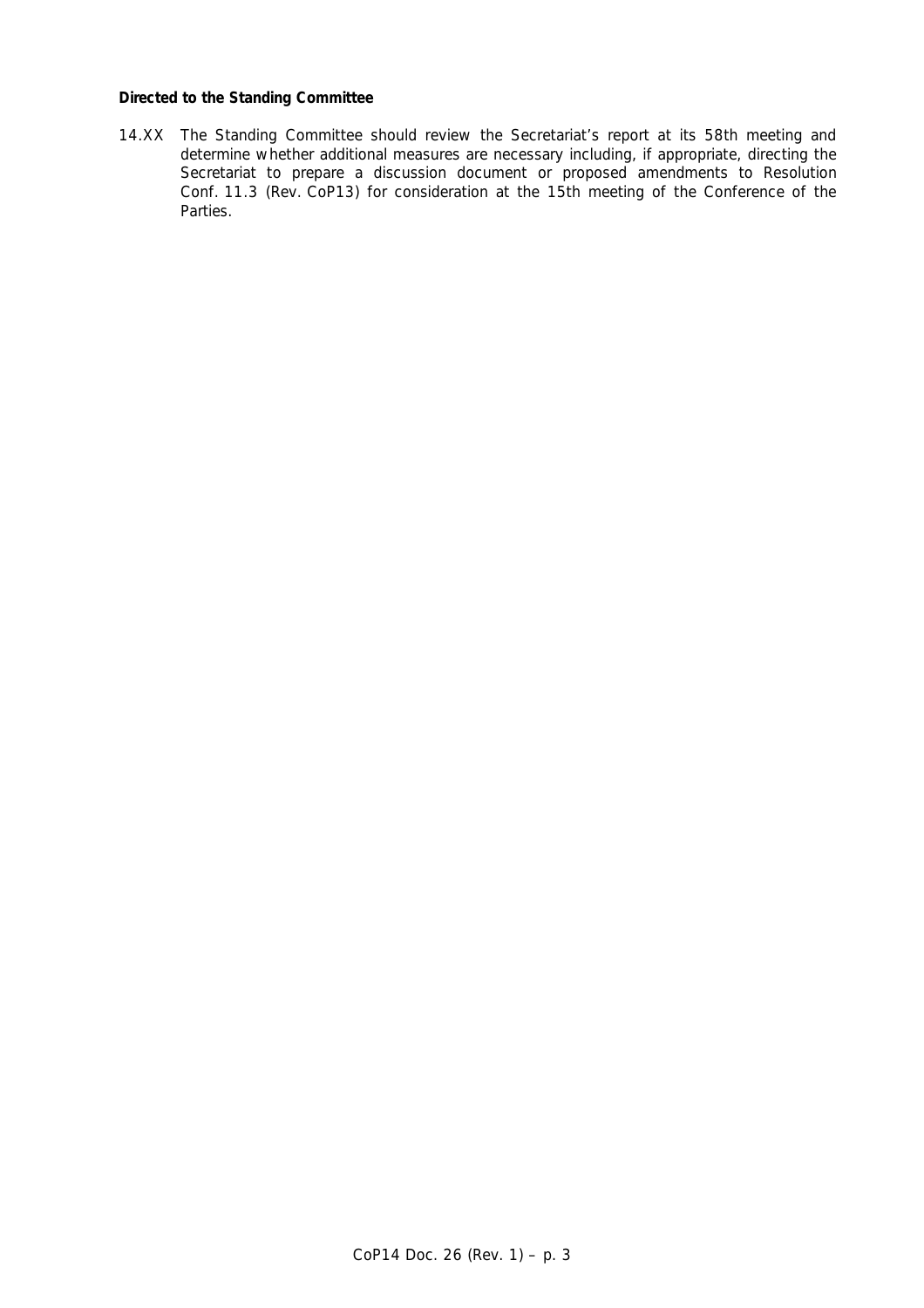**Directed to the Standing Committee**

14.XX The Standing Committee should review the Secretariat's report at its 58th meeting and determine whether additional measures are necessary including, if appropriate, directing the Secretariat to prepare a discussion document or proposed amendments to Resolution Conf. 11.3 (Rev. CoP13) for consideration at the 15th meeting of the Conference of the Parties.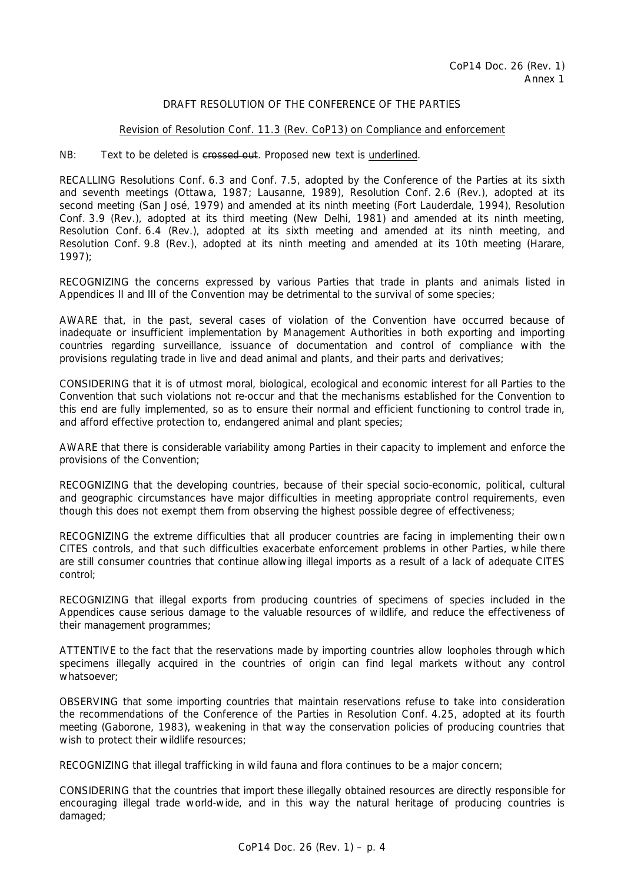CoP14 Doc. 26 (Rev. 1)
Annex 1

DRAFT RESOLUTION OF THE CONFERENCE OF THE PARTIES

Revision of Resolution Conf. 11.3 (Rev. CoP13) on Compliance and enforcement

NB: Text to be deleted is ~~crossed out~~. Proposed new text is <u>underlined</u>.

RECALLING Resolutions Conf. 6.3 and Conf. 7.5, adopted by the Conference of the Parties at its sixth and seventh meetings (Ottawa, 1987; Lausanne, 1989), Resolution Conf. 2.6 (Rev.), adopted at its second meeting (San José, 1979) and amended at its ninth meeting (Fort Lauderdale, 1994), Resolution Conf. 3.9 (Rev.), adopted at its third meeting (New Delhi, 1981) and amended at its ninth meeting, Resolution Conf. 6.4 (Rev.), adopted at its sixth meeting and amended at its ninth meeting, and Resolution Conf. 9.8 (Rev.), adopted at its ninth meeting and amended at its 10th meeting (Harare, 1997);

RECOGNIZING the concerns expressed by various Parties that trade in plants and animals listed in Appendices II and III of the Convention may be detrimental to the survival of some species;

AWARE that, in the past, several cases of violation of the Convention have occurred because of inadequate or insufficient implementation by Management Authorities in both exporting and importing countries regarding surveillance, issuance of documentation and control of compliance with the provisions regulating trade in live and dead animal and plants, and their parts and derivatives;

CONSIDERING that it is of utmost moral, biological, ecological and economic interest for all Parties to the Convention that such violations not re-occur and that the mechanisms established for the Convention to this end are fully implemented, so as to ensure their normal and efficient functioning to control trade in, and afford effective protection to, endangered animal and plant species;

AWARE that there is considerable variability among Parties in their capacity to implement and enforce the provisions of the Convention;

RECOGNIZING that the developing countries, because of their special socio-economic, political, cultural and geographic circumstances have major difficulties in meeting appropriate control requirements, even though this does not exempt them from observing the highest possible degree of effectiveness;

RECOGNIZING the extreme difficulties that all producer countries are facing in implementing their own CITES controls, and that such difficulties exacerbate enforcement problems in other Parties, while there are still consumer countries that continue allowing illegal imports as a result of a lack of adequate CITES control;

RECOGNIZING that illegal exports from producing countries of specimens of species included in the Appendices cause serious damage to the valuable resources of wildlife, and reduce the effectiveness of their management programmes;

ATTENTIVE to the fact that the reservations made by importing countries allow loopholes through which specimens illegally acquired in the countries of origin can find legal markets without any control whatsoever;

OBSERVING that some importing countries that maintain reservations refuse to take into consideration the recommendations of the Conference of the Parties in Resolution Conf. 4.25, adopted at its fourth meeting (Gaborone, 1983), weakening in that way the conservation policies of producing countries that wish to protect their wildlife resources;

RECOGNIZING that illegal trafficking in wild fauna and flora continues to be a major concern;

CONSIDERING that the countries that import these illegally obtained resources are directly responsible for encouraging illegal trade world-wide, and in this way the natural heritage of producing countries is damaged;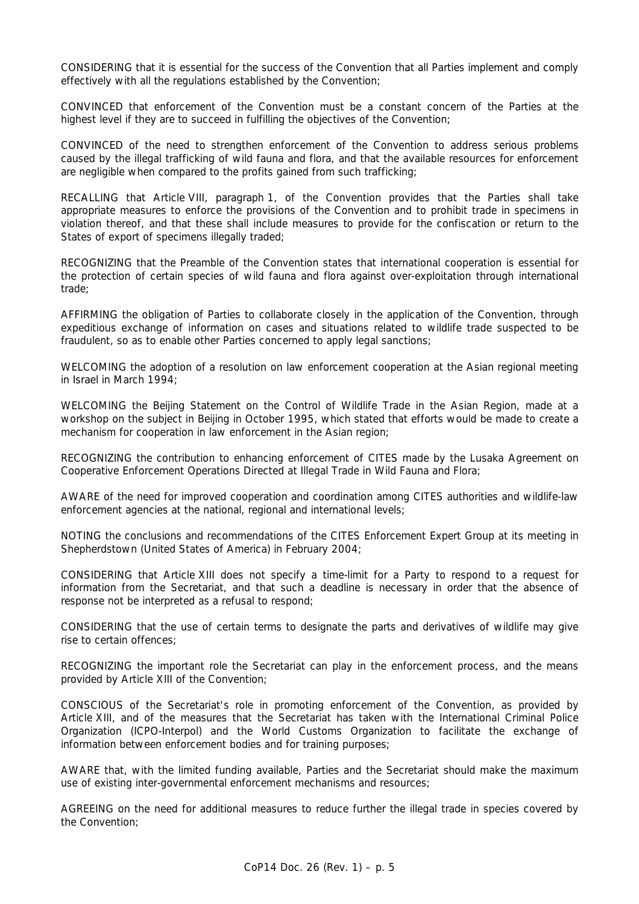CONSIDERING that it is essential for the success of the Convention that all Parties implement and comply effectively with all the regulations established by the Convention;

CONVINCED that enforcement of the Convention must be a constant concern of the Parties at the highest level if they are to succeed in fulfilling the objectives of the Convention;

CONVINCED of the need to strengthen enforcement of the Convention to address serious problems caused by the illegal trafficking of wild fauna and flora, and that the available resources for enforcement are negligible when compared to the profits gained from such trafficking;

RECALLING that Article VIII, paragraph 1, of the Convention provides that the Parties shall take appropriate measures to enforce the provisions of the Convention and to prohibit trade in specimens in violation thereof, and that these shall include measures to provide for the confiscation or return to the States of export of specimens illegally traded;

RECOGNIZING that the Preamble of the Convention states that international cooperation is essential for the protection of certain species of wild fauna and flora against over-exploitation through international trade;

AFFIRMING the obligation of Parties to collaborate closely in the application of the Convention, through expeditious exchange of information on cases and situations related to wildlife trade suspected to be fraudulent, so as to enable other Parties concerned to apply legal sanctions;

WELCOMING the adoption of a resolution on law enforcement cooperation at the Asian regional meeting in Israel in March 1994;

WELCOMING the Beijing Statement on the Control of Wildlife Trade in the Asian Region, made at a workshop on the subject in Beijing in October 1995, which stated that efforts would be made to create a mechanism for cooperation in law enforcement in the Asian region;

RECOGNIZING the contribution to enhancing enforcement of CITES made by the Lusaka Agreement on Cooperative Enforcement Operations Directed at Illegal Trade in Wild Fauna and Flora;

AWARE of the need for improved cooperation and coordination among CITES authorities and wildlife-law enforcement agencies at the national, regional and international levels;

NOTING the conclusions and recommendations of the CITES Enforcement Expert Group at its meeting in Shepherdstown (United States of America) in February 2004;

CONSIDERING that Article XIII does not specify a time-limit for a Party to respond to a request for information from the Secretariat, and that such a deadline is necessary in order that the absence of response not be interpreted as a refusal to respond;

CONSIDERING that the use of certain terms to designate the parts and derivatives of wildlife may give rise to certain offences;

RECOGNIZING the important role the Secretariat can play in the enforcement process, and the means provided by Article XIII of the Convention;

CONSCIOUS of the Secretariat's role in promoting enforcement of the Convention, as provided by Article XIII, and of the measures that the Secretariat has taken with the International Criminal Police Organization (ICPO-Interpol) and the World Customs Organization to facilitate the exchange of information between enforcement bodies and for training purposes;

AWARE that, with the limited funding available, Parties and the Secretariat should make the maximum use of existing inter-governmental enforcement mechanisms and resources;

AGREEING on the need for additional measures to reduce further the illegal trade in species covered by the Convention;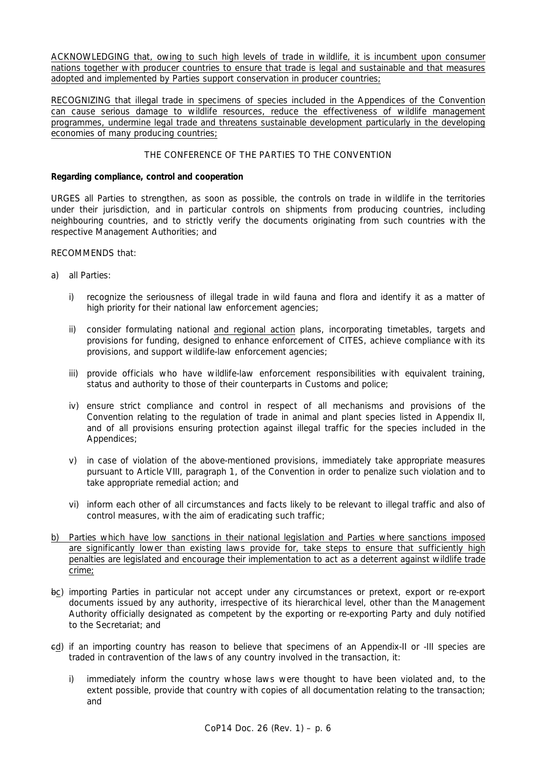ACKNOWLEDGING that, owing to such high levels of trade in wildlife, it is incumbent upon consumer nations together with producer countries to ensure that trade is legal and sustainable and that measures adopted and implemented by Parties support conservation in producer countries;

RECOGNIZING that illegal trade in specimens of species included in the Appendices of the Convention can cause serious damage to wildlife resources, reduce the effectiveness of wildlife management programmes, undermine legal trade and threatens sustainable development particularly in the developing economies of many producing countries;

THE CONFERENCE OF THE PARTIES TO THE CONVENTION

**Regarding compliance, control and cooperation**

URGES all Parties to strengthen, as soon as possible, the controls on trade in wildlife in the territories under their jurisdiction, and in particular controls on shipments from producing countries, including neighbouring countries, and to strictly verify the documents originating from such countries with the respective Management Authorities; and

RECOMMENDS that:

a) all Parties:

   i) recognize the seriousness of illegal trade in wild fauna and flora and identify it as a matter of high priority for their national law enforcement agencies;

   ii) consider formulating national and regional action plans, incorporating timetables, targets and provisions for funding, designed to enhance enforcement of CITES, achieve compliance with its provisions, and support wildlife-law enforcement agencies;

   iii) provide officials who have wildlife-law enforcement responsibilities with equivalent training, status and authority to those of their counterparts in Customs and police;

   iv) ensure strict compliance and control in respect of all mechanisms and provisions of the Convention relating to the regulation of trade in animal and plant species listed in Appendix II, and of all provisions ensuring protection against illegal traffic for the species included in the Appendices;

   v) in case of violation of the above-mentioned provisions, immediately take appropriate measures pursuant to Article VIII, paragraph 1, of the Convention in order to penalize such violation and to take appropriate remedial action; and

   vi) inform each other of all circumstances and facts likely to be relevant to illegal traffic and also of control measures, with the aim of eradicating such traffic;

b) Parties which have low sanctions in their national legislation and Parties where sanctions imposed are significantly lower than existing laws provide for, take steps to ensure that sufficiently high penalties are legislated and encourage their implementation to act as a deterrent against wildlife trade crime;

~~b~~c) importing Parties in particular not accept under any circumstances or pretext, export or re-export documents issued by any authority, irrespective of its hierarchical level, other than the Management Authority officially designated as competent by the exporting or re-exporting Party and duly notified to the Secretariat; and

~~c~~d) if an importing country has reason to believe that specimens of an Appendix-II or -III species are traded in contravention of the laws of any country involved in the transaction, it:

   i) immediately inform the country whose laws were thought to have been violated and, to the extent possible, provide that country with copies of all documentation relating to the transaction; and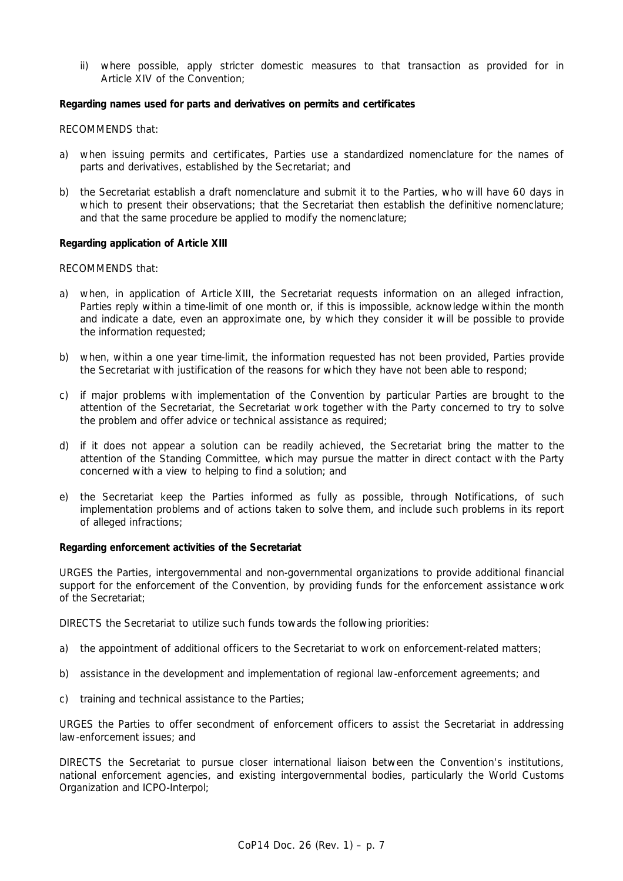ii) where possible, apply stricter domestic measures to that transaction as provided for in Article XIV of the Convention;

**Regarding names used for parts and derivatives on permits and certificates**

RECOMMENDS that:

a) when issuing permits and certificates, Parties use a standardized nomenclature for the names of parts and derivatives, established by the Secretariat; and

b) the Secretariat establish a draft nomenclature and submit it to the Parties, who will have 60 days in which to present their observations; that the Secretariat then establish the definitive nomenclature; and that the same procedure be applied to modify the nomenclature;

**Regarding application of Article XIII**

RECOMMENDS that:

a) when, in application of Article XIII, the Secretariat requests information on an alleged infraction, Parties reply within a time-limit of one month or, if this is impossible, acknowledge within the month and indicate a date, even an approximate one, by which they consider it will be possible to provide the information requested;

b) when, within a one year time-limit, the information requested has not been provided, Parties provide the Secretariat with justification of the reasons for which they have not been able to respond;

c) if major problems with implementation of the Convention by particular Parties are brought to the attention of the Secretariat, the Secretariat work together with the Party concerned to try to solve the problem and offer advice or technical assistance as required;

d) if it does not appear a solution can be readily achieved, the Secretariat bring the matter to the attention of the Standing Committee, which may pursue the matter in direct contact with the Party concerned with a view to helping to find a solution; and

e) the Secretariat keep the Parties informed as fully as possible, through Notifications, of such implementation problems and of actions taken to solve them, and include such problems in its report of alleged infractions;

**Regarding enforcement activities of the Secretariat**

URGES the Parties, intergovernmental and non-governmental organizations to provide additional financial support for the enforcement of the Convention, by providing funds for the enforcement assistance work of the Secretariat;

DIRECTS the Secretariat to utilize such funds towards the following priorities:

a) the appointment of additional officers to the Secretariat to work on enforcement-related matters;

b) assistance in the development and implementation of regional law-enforcement agreements; and

c) training and technical assistance to the Parties;

URGES the Parties to offer secondment of enforcement officers to assist the Secretariat in addressing law-enforcement issues; and

DIRECTS the Secretariat to pursue closer international liaison between the Convention's institutions, national enforcement agencies, and existing intergovernmental bodies, particularly the World Customs Organization and ICPO-Interpol;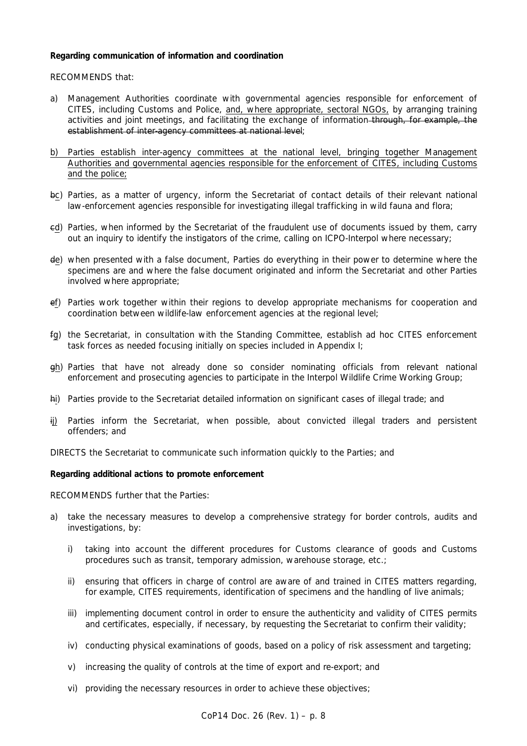**Regarding communication of information and coordination**

RECOMMENDS that:

a) Management Authorities coordinate with governmental agencies responsible for enforcement of CITES, including Customs and Police, <u>and, where appropriate, sectoral NGOs,</u> by arranging training activities and joint meetings, and facilitating the exchange of information ~~through, for example, the establishment of inter-agency committees at national level~~;

<u>b) Parties establish inter-agency committees at the national level, bringing together Management Authorities and governmental agencies responsible for the enforcement of CITES, including Customs and the police;</u>

~~b~~<u>c</u>) Parties, as a matter of urgency, inform the Secretariat of contact details of their relevant national law-enforcement agencies responsible for investigating illegal trafficking in wild fauna and flora;

~~c~~<u>d</u>) Parties, when informed by the Secretariat of the fraudulent use of documents issued by them, carry out an inquiry to identify the instigators of the crime, calling on ICPO-Interpol where necessary;

~~d~~<u>e</u>) when presented with a false document, Parties do everything in their power to determine where the specimens are and where the false document originated and inform the Secretariat and other Parties involved where appropriate;

~~e~~<u>f</u>) Parties work together within their regions to develop appropriate mechanisms for cooperation and coordination between wildlife-law enforcement agencies at the regional level;

~~f~~<u>g</u>) the Secretariat, in consultation with the Standing Committee, establish ad hoc CITES enforcement task forces as needed focusing initially on species included in Appendix I;

~~g~~<u>h</u>) Parties that have not already done so consider nominating officials from relevant national enforcement and prosecuting agencies to participate in the Interpol Wildlife Crime Working Group;

~~h~~<u>i</u>) Parties provide to the Secretariat detailed information on significant cases of illegal trade; and

~~i~~<u>j</u>) Parties inform the Secretariat, when possible, about convicted illegal traders and persistent offenders; and

DIRECTS the Secretariat to communicate such information quickly to the Parties; and

**Regarding additional actions to promote enforcement**

RECOMMENDS further that the Parties:

a) take the necessary measures to develop a comprehensive strategy for border controls, audits and investigations, by:

   i) taking into account the different procedures for Customs clearance of goods and Customs procedures such as transit, temporary admission, warehouse storage, etc.;

   ii) ensuring that officers in charge of control are aware of and trained in CITES matters regarding, for example, CITES requirements, identification of specimens and the handling of live animals;

   iii) implementing document control in order to ensure the authenticity and validity of CITES permits and certificates, especially, if necessary, by requesting the Secretariat to confirm their validity;

   iv) conducting physical examinations of goods, based on a policy of risk assessment and targeting;

   v) increasing the quality of controls at the time of export and re-export; and

   vi) providing the necessary resources in order to achieve these objectives;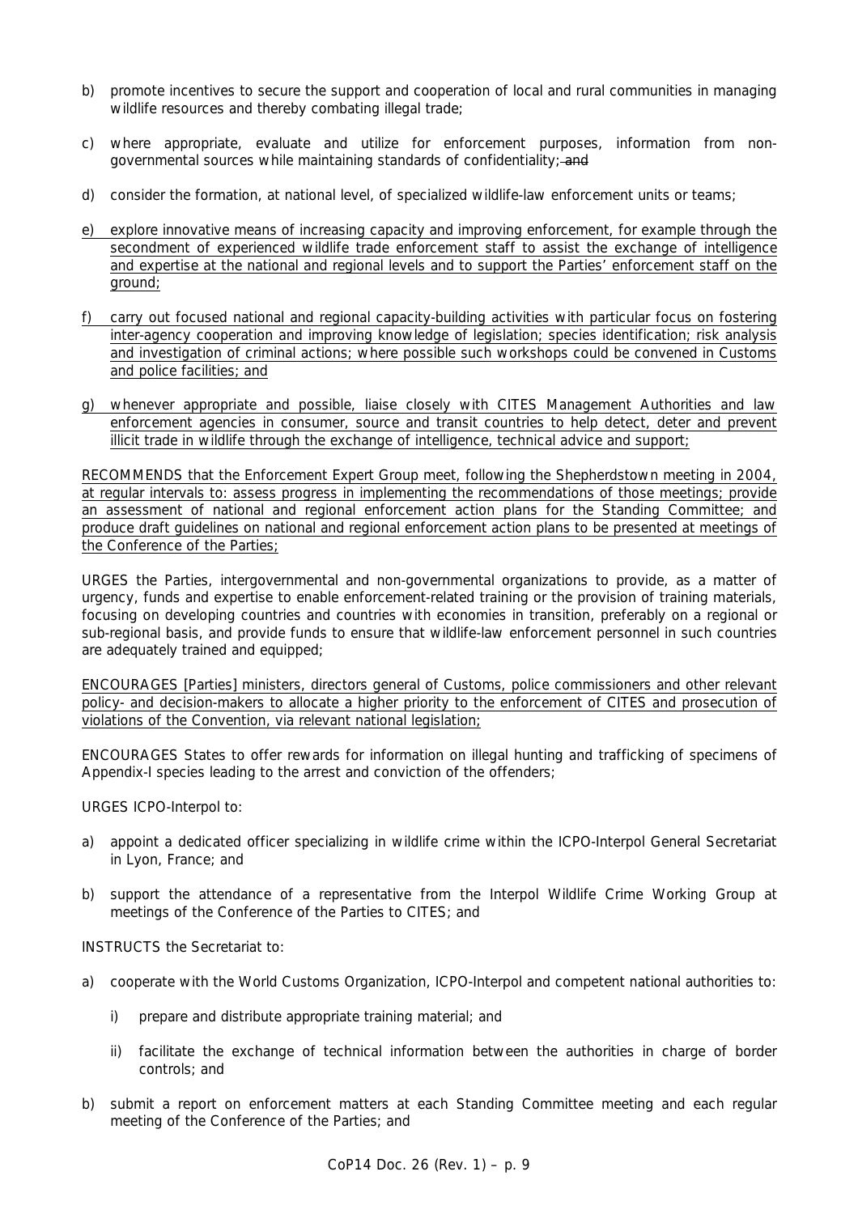b) promote incentives to secure the support and cooperation of local and rural communities in managing wildlife resources and thereby combating illegal trade;

c) where appropriate, evaluate and utilize for enforcement purposes, information from non-governmental sources while maintaining standards of confidentiality; ~~and~~

d) consider the formation, at national level, of specialized wildlife-law enforcement units or teams;

e) explore innovative means of increasing capacity and improving enforcement, for example through the secondment of experienced wildlife trade enforcement staff to assist the exchange of intelligence and expertise at the national and regional levels and to support the Parties' enforcement staff on the ground;

f) carry out focused national and regional capacity-building activities with particular focus on fostering inter-agency cooperation and improving knowledge of legislation; species identification; risk analysis and investigation of criminal actions; where possible such workshops could be convened in Customs and police facilities; and

g) whenever appropriate and possible, liaise closely with CITES Management Authorities and law enforcement agencies in consumer, source and transit countries to help detect, deter and prevent illicit trade in wildlife through the exchange of intelligence, technical advice and support;

RECOMMENDS that the Enforcement Expert Group meet, following the Shepherdstown meeting in 2004, at regular intervals to: assess progress in implementing the recommendations of those meetings; provide an assessment of national and regional enforcement action plans for the Standing Committee; and produce draft guidelines on national and regional enforcement action plans to be presented at meetings of the Conference of the Parties;

URGES the Parties, intergovernmental and non-governmental organizations to provide, as a matter of urgency, funds and expertise to enable enforcement-related training or the provision of training materials, focusing on developing countries and countries with economies in transition, preferably on a regional or sub-regional basis, and provide funds to ensure that wildlife-law enforcement personnel in such countries are adequately trained and equipped;

ENCOURAGES [Parties] ministers, directors general of Customs, police commissioners and other relevant policy- and decision-makers to allocate a higher priority to the enforcement of CITES and prosecution of violations of the Convention, via relevant national legislation;

ENCOURAGES States to offer rewards for information on illegal hunting and trafficking of specimens of Appendix-I species leading to the arrest and conviction of the offenders;

URGES ICPO-Interpol to:

a) appoint a dedicated officer specializing in wildlife crime within the ICPO-Interpol General Secretariat in Lyon, France; and

b) support the attendance of a representative from the Interpol Wildlife Crime Working Group at meetings of the Conference of the Parties to CITES; and

INSTRUCTS the Secretariat to:

a) cooperate with the World Customs Organization, ICPO-Interpol and competent national authorities to:

   i) prepare and distribute appropriate training material; and

   ii) facilitate the exchange of technical information between the authorities in charge of border controls; and

b) submit a report on enforcement matters at each Standing Committee meeting and each regular meeting of the Conference of the Parties; and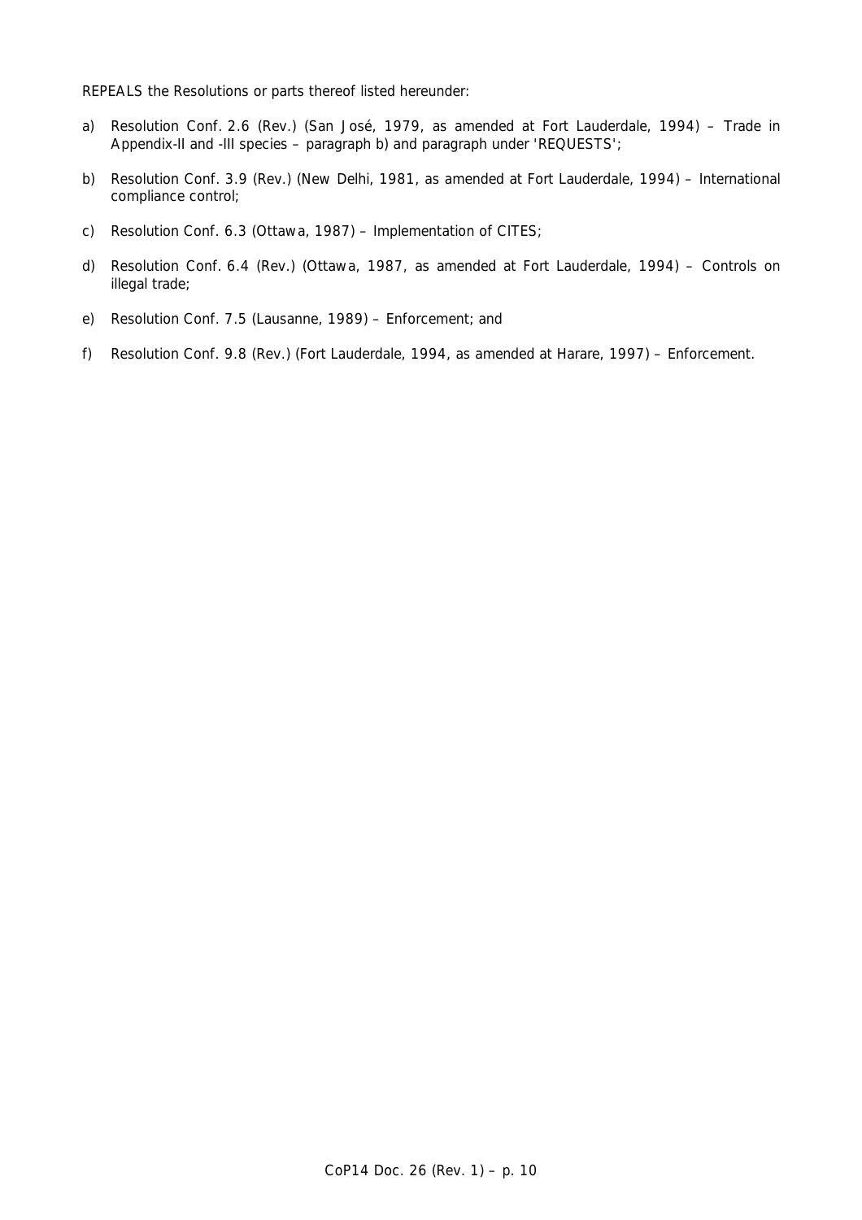REPEALS the Resolutions or parts thereof listed hereunder:

a) Resolution Conf. 2.6 (Rev.) (San José, 1979, as amended at Fort Lauderdale, 1994) – Trade in Appendix-II and -III species – paragraph b) and paragraph under 'REQUESTS';

b) Resolution Conf. 3.9 (Rev.) (New Delhi, 1981, as amended at Fort Lauderdale, 1994) – International compliance control;

c) Resolution Conf. 6.3 (Ottawa, 1987) – Implementation of CITES;

d) Resolution Conf. 6.4 (Rev.) (Ottawa, 1987, as amended at Fort Lauderdale, 1994) – Controls on illegal trade;

e) Resolution Conf. 7.5 (Lausanne, 1989) – Enforcement; and

f) Resolution Conf. 9.8 (Rev.) (Fort Lauderdale, 1994, as amended at Harare, 1997) – Enforcement.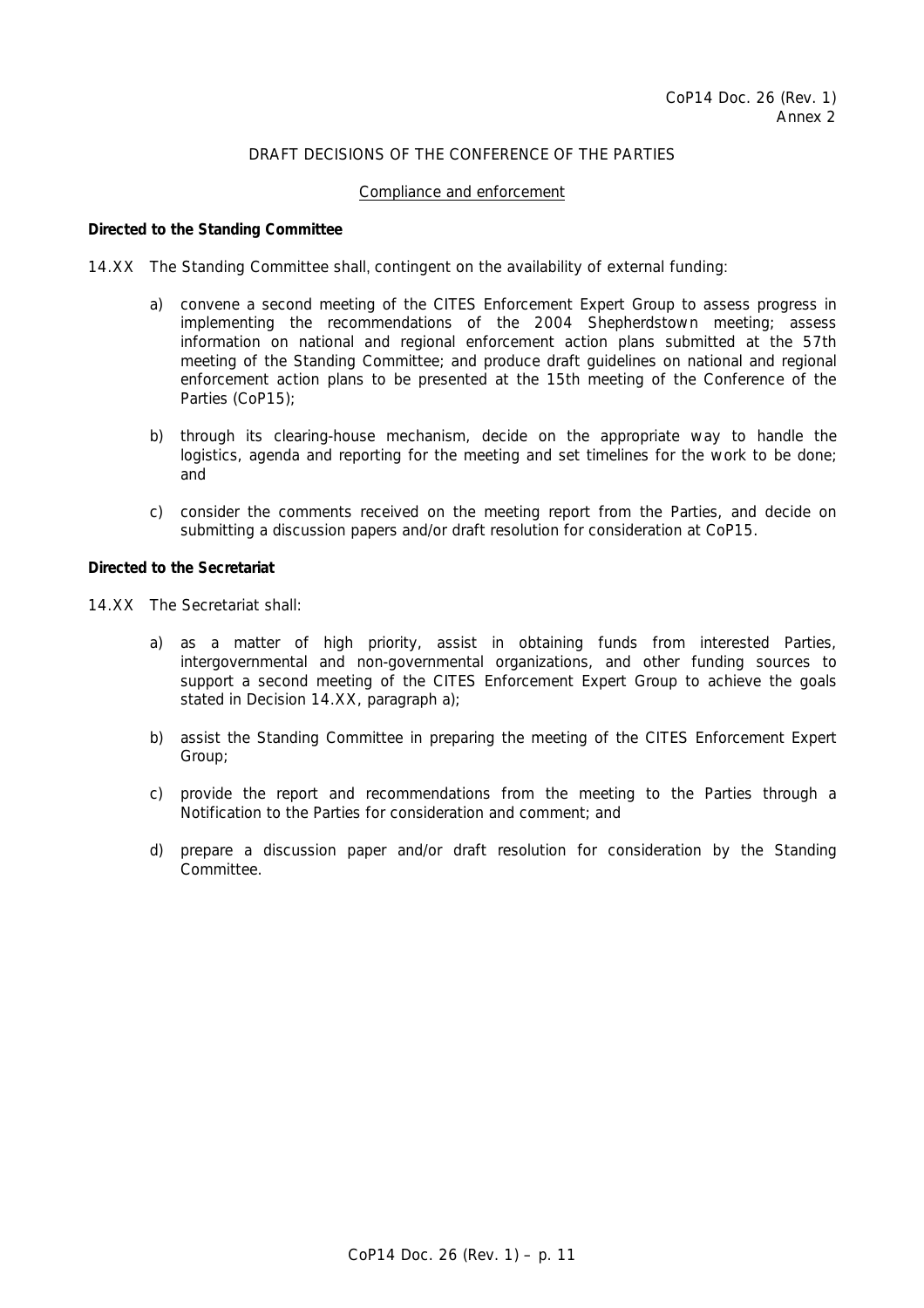CoP14 Doc. 26 (Rev. 1)
Annex 2

DRAFT DECISIONS OF THE CONFERENCE OF THE PARTIES

Compliance and enforcement

**Directed to the Standing Committee**

14.XX The Standing Committee shall, contingent on the availability of external funding:

a) convene a second meeting of the CITES Enforcement Expert Group to assess progress in implementing the recommendations of the 2004 Shepherdstown meeting; assess information on national and regional enforcement action plans submitted at the 57th meeting of the Standing Committee; and produce draft guidelines on national and regional enforcement action plans to be presented at the 15th meeting of the Conference of the Parties (CoP15);

b) through its clearing-house mechanism, decide on the appropriate way to handle the logistics, agenda and reporting for the meeting and set timelines for the work to be done; and

c) consider the comments received on the meeting report from the Parties, and decide on submitting a discussion papers and/or draft resolution for consideration at CoP15.

**Directed to the Secretariat**

14.XX The Secretariat shall:

a) as a matter of high priority, assist in obtaining funds from interested Parties, intergovernmental and non-governmental organizations, and other funding sources to support a second meeting of the CITES Enforcement Expert Group to achieve the goals stated in Decision 14.XX, paragraph a);

b) assist the Standing Committee in preparing the meeting of the CITES Enforcement Expert Group;

c) provide the report and recommendations from the meeting to the Parties through a Notification to the Parties for consideration and comment; and

d) prepare a discussion paper and/or draft resolution for consideration by the Standing Committee.